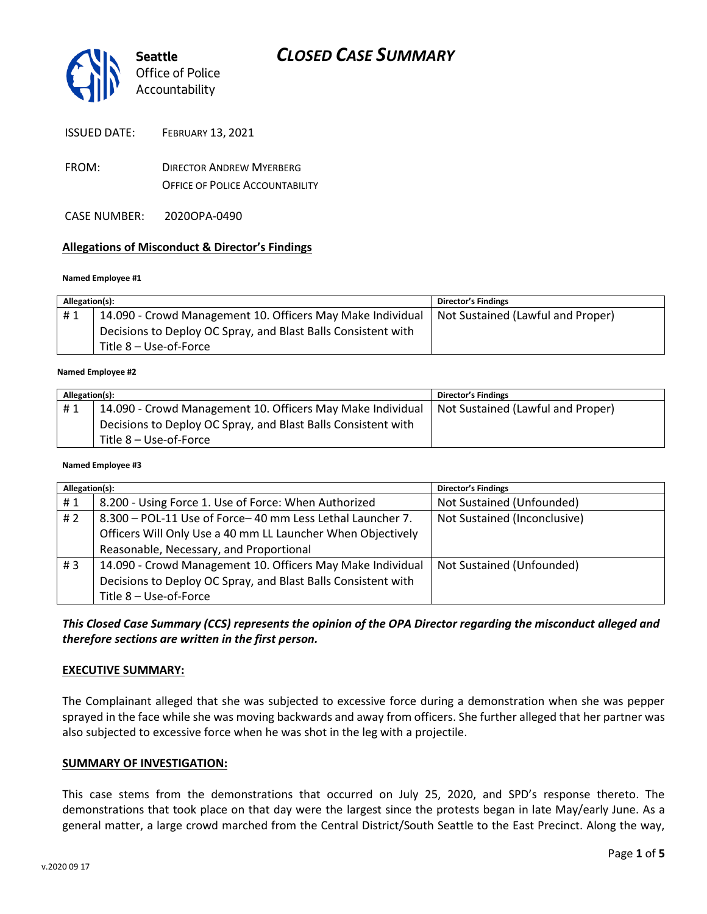Seattle
Office of Police Accountability

# CLOSED CASE SUMMARY

ISSUED DATE: FEBRUARY 13, 2021

FROM: DIRECTOR ANDREW MYERBERG
OFFICE OF POLICE ACCOUNTABILITY

CASE NUMBER: 2020OPA-0490

## Allegations of Misconduct & Director's Findings

**Named Employee #1**

| Allegation(s): | | Director's Findings |
|---|---|---|
| # 1 | 14.090 - Crowd Management 10. Officers May Make Individual Decisions to Deploy OC Spray, and Blast Balls Consistent with Title 8 – Use-of-Force | Not Sustained (Lawful and Proper) |

**Named Employee #2**

| Allegation(s): | | Director's Findings |
|---|---|---|
| # 1 | 14.090 - Crowd Management 10. Officers May Make Individual Decisions to Deploy OC Spray, and Blast Balls Consistent with Title 8 – Use-of-Force | Not Sustained (Lawful and Proper) |

**Named Employee #3**

| Allegation(s): | | Director's Findings |
|---|---|---|
| # 1 | 8.200 - Using Force 1. Use of Force: When Authorized | Not Sustained (Unfounded) |
| # 2 | 8.300 – POL-11 Use of Force– 40 mm Less Lethal Launcher 7. Officers Will Only Use a 40 mm LL Launcher When Objectively Reasonable, Necessary, and Proportional | Not Sustained (Inconclusive) |
| # 3 | 14.090 - Crowd Management 10. Officers May Make Individual Decisions to Deploy OC Spray, and Blast Balls Consistent with Title 8 – Use-of-Force | Not Sustained (Unfounded) |

***This Closed Case Summary (CCS) represents the opinion of the OPA Director regarding the misconduct alleged and therefore sections are written in the first person.***

## EXECUTIVE SUMMARY:

The Complainant alleged that she was subjected to excessive force during a demonstration when she was pepper sprayed in the face while she was moving backwards and away from officers. She further alleged that her partner was also subjected to excessive force when he was shot in the leg with a projectile.

## SUMMARY OF INVESTIGATION:

This case stems from the demonstrations that occurred on July 25, 2020, and SPD's response thereto. The demonstrations that took place on that day were the largest since the protests began in late May/early June. As a general matter, a large crowd marched from the Central District/South Seattle to the East Precinct. Along the way,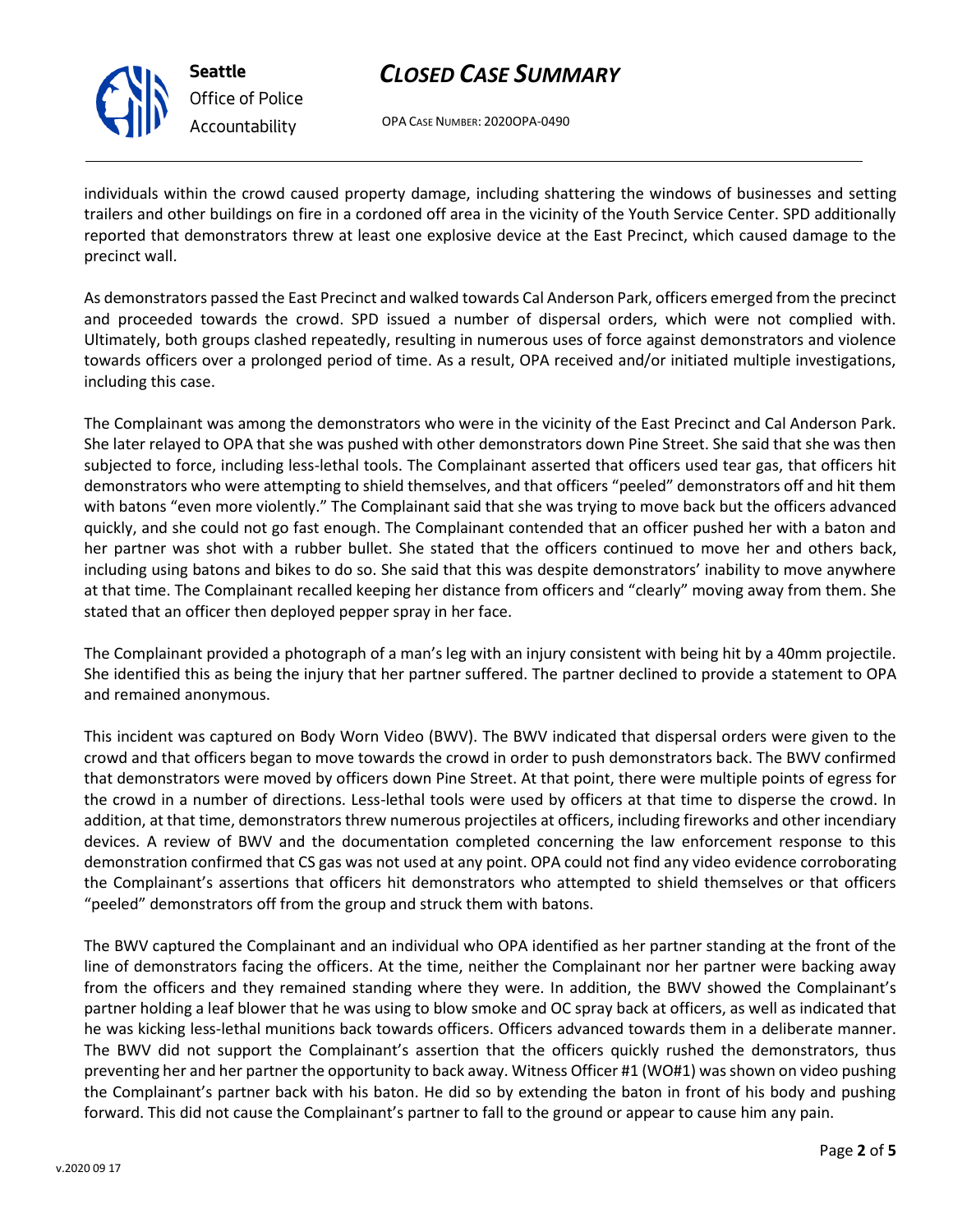individuals within the crowd caused property damage, including shattering the windows of businesses and setting trailers and other buildings on fire in a cordoned off area in the vicinity of the Youth Service Center. SPD additionally reported that demonstrators threw at least one explosive device at the East Precinct, which caused damage to the precinct wall.

As demonstrators passed the East Precinct and walked towards Cal Anderson Park, officers emerged from the precinct and proceeded towards the crowd. SPD issued a number of dispersal orders, which were not complied with. Ultimately, both groups clashed repeatedly, resulting in numerous uses of force against demonstrators and violence towards officers over a prolonged period of time. As a result, OPA received and/or initiated multiple investigations, including this case.

The Complainant was among the demonstrators who were in the vicinity of the East Precinct and Cal Anderson Park. She later relayed to OPA that she was pushed with other demonstrators down Pine Street. She said that she was then subjected to force, including less-lethal tools. The Complainant asserted that officers used tear gas, that officers hit demonstrators who were attempting to shield themselves, and that officers "peeled" demonstrators off and hit them with batons "even more violently." The Complainant said that she was trying to move back but the officers advanced quickly, and she could not go fast enough. The Complainant contended that an officer pushed her with a baton and her partner was shot with a rubber bullet. She stated that the officers continued to move her and others back, including using batons and bikes to do so. She said that this was despite demonstrators' inability to move anywhere at that time. The Complainant recalled keeping her distance from officers and "clearly" moving away from them. She stated that an officer then deployed pepper spray in her face.

The Complainant provided a photograph of a man's leg with an injury consistent with being hit by a 40mm projectile. She identified this as being the injury that her partner suffered. The partner declined to provide a statement to OPA and remained anonymous.

This incident was captured on Body Worn Video (BWV). The BWV indicated that dispersal orders were given to the crowd and that officers began to move towards the crowd in order to push demonstrators back. The BWV confirmed that demonstrators were moved by officers down Pine Street. At that point, there were multiple points of egress for the crowd in a number of directions. Less-lethal tools were used by officers at that time to disperse the crowd. In addition, at that time, demonstrators threw numerous projectiles at officers, including fireworks and other incendiary devices. A review of BWV and the documentation completed concerning the law enforcement response to this demonstration confirmed that CS gas was not used at any point. OPA could not find any video evidence corroborating the Complainant's assertions that officers hit demonstrators who attempted to shield themselves or that officers "peeled" demonstrators off from the group and struck them with batons.

The BWV captured the Complainant and an individual who OPA identified as her partner standing at the front of the line of demonstrators facing the officers. At the time, neither the Complainant nor her partner were backing away from the officers and they remained standing where they were. In addition, the BWV showed the Complainant's partner holding a leaf blower that he was using to blow smoke and OC spray back at officers, as well as indicated that he was kicking less-lethal munitions back towards officers. Officers advanced towards them in a deliberate manner. The BWV did not support the Complainant's assertion that the officers quickly rushed the demonstrators, thus preventing her and her partner the opportunity to back away. Witness Officer #1 (WO#1) was shown on video pushing the Complainant's partner back with his baton. He did so by extending the baton in front of his body and pushing forward. This did not cause the Complainant's partner to fall to the ground or appear to cause him any pain.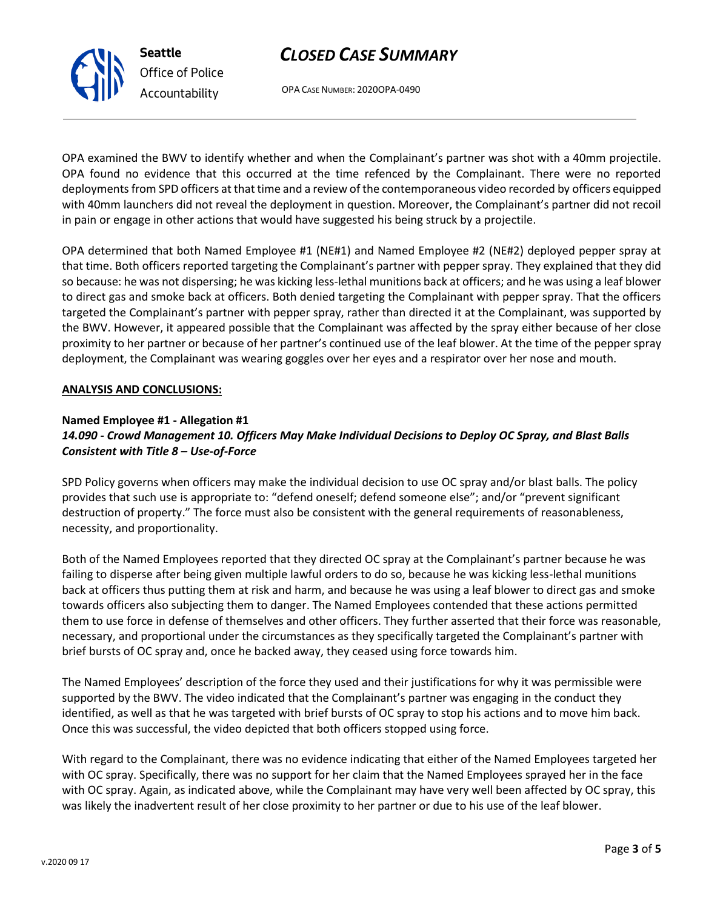OPA examined the BWV to identify whether and when the Complainant's partner was shot with a 40mm projectile. OPA found no evidence that this occurred at the time refenced by the Complainant. There were no reported deployments from SPD officers at that time and a review of the contemporaneous video recorded by officers equipped with 40mm launchers did not reveal the deployment in question. Moreover, the Complainant's partner did not recoil in pain or engage in other actions that would have suggested his being struck by a projectile.

OPA determined that both Named Employee #1 (NE#1) and Named Employee #2 (NE#2) deployed pepper spray at that time. Both officers reported targeting the Complainant's partner with pepper spray. They explained that they did so because: he was not dispersing; he was kicking less-lethal munitions back at officers; and he was using a leaf blower to direct gas and smoke back at officers. Both denied targeting the Complainant with pepper spray. That the officers targeted the Complainant's partner with pepper spray, rather than directed it at the Complainant, was supported by the BWV. However, it appeared possible that the Complainant was affected by the spray either because of her close proximity to her partner or because of her partner's continued use of the leaf blower. At the time of the pepper spray deployment, the Complainant was wearing goggles over her eyes and a respirator over her nose and mouth.

**ANALYSIS AND CONCLUSIONS:**

**Named Employee #1 - Allegation #1**
***14.090 - Crowd Management 10. Officers May Make Individual Decisions to Deploy OC Spray, and Blast Balls Consistent with Title 8 – Use-of-Force***

SPD Policy governs when officers may make the individual decision to use OC spray and/or blast balls. The policy provides that such use is appropriate to: "defend oneself; defend someone else"; and/or "prevent significant destruction of property." The force must also be consistent with the general requirements of reasonableness, necessity, and proportionality.

Both of the Named Employees reported that they directed OC spray at the Complainant's partner because he was failing to disperse after being given multiple lawful orders to do so, because he was kicking less-lethal munitions back at officers thus putting them at risk and harm, and because he was using a leaf blower to direct gas and smoke towards officers also subjecting them to danger. The Named Employees contended that these actions permitted them to use force in defense of themselves and other officers. They further asserted that their force was reasonable, necessary, and proportional under the circumstances as they specifically targeted the Complainant's partner with brief bursts of OC spray and, once he backed away, they ceased using force towards him.

The Named Employees' description of the force they used and their justifications for why it was permissible were supported by the BWV. The video indicated that the Complainant's partner was engaging in the conduct they identified, as well as that he was targeted with brief bursts of OC spray to stop his actions and to move him back. Once this was successful, the video depicted that both officers stopped using force.

With regard to the Complainant, there was no evidence indicating that either of the Named Employees targeted her with OC spray. Specifically, there was no support for her claim that the Named Employees sprayed her in the face with OC spray. Again, as indicated above, while the Complainant may have very well been affected by OC spray, this was likely the inadvertent result of her close proximity to her partner or due to his use of the leaf blower.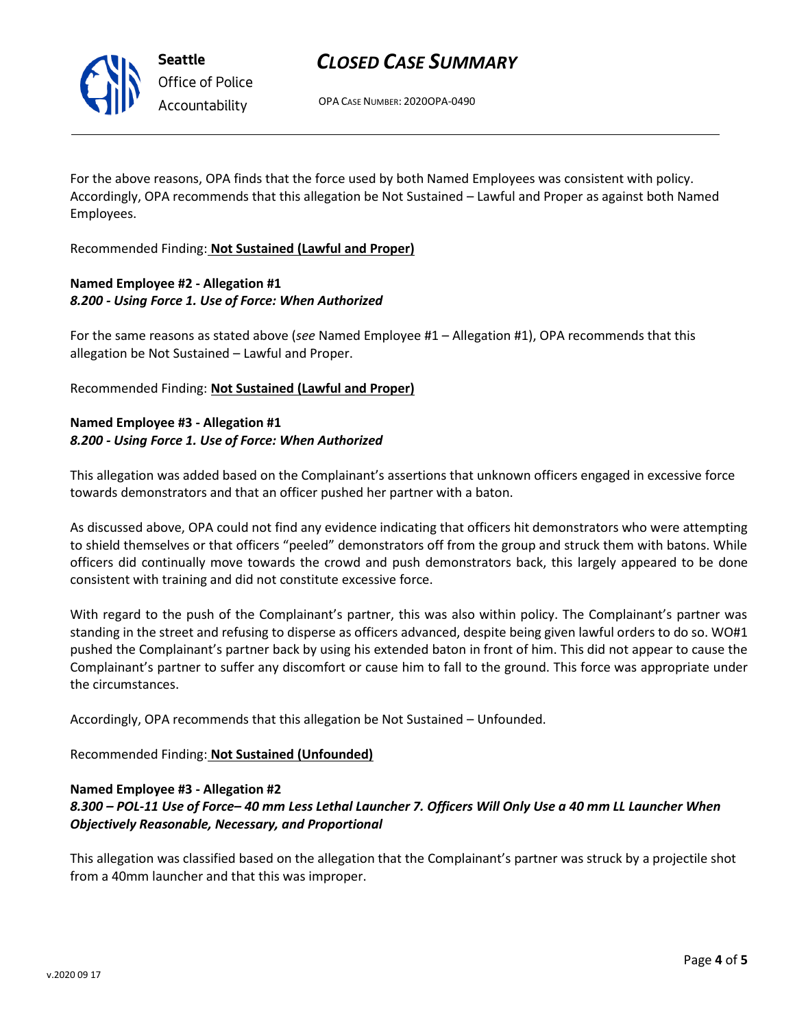For the above reasons, OPA finds that the force used by both Named Employees was consistent with policy. Accordingly, OPA recommends that this allegation be Not Sustained – Lawful and Proper as against both Named Employees.

Recommended Finding: **Not Sustained (Lawful and Proper)**

**Named Employee #2 - Allegation #1**
***8.200 - Using Force 1. Use of Force: When Authorized***

For the same reasons as stated above (*see* Named Employee #1 – Allegation #1), OPA recommends that this allegation be Not Sustained – Lawful and Proper.

Recommended Finding: **Not Sustained (Lawful and Proper)**

**Named Employee #3 - Allegation #1**
***8.200 - Using Force 1. Use of Force: When Authorized***

This allegation was added based on the Complainant's assertions that unknown officers engaged in excessive force towards demonstrators and that an officer pushed her partner with a baton.

As discussed above, OPA could not find any evidence indicating that officers hit demonstrators who were attempting to shield themselves or that officers "peeled" demonstrators off from the group and struck them with batons. While officers did continually move towards the crowd and push demonstrators back, this largely appeared to be done consistent with training and did not constitute excessive force.

With regard to the push of the Complainant's partner, this was also within policy. The Complainant's partner was standing in the street and refusing to disperse as officers advanced, despite being given lawful orders to do so. WO#1 pushed the Complainant's partner back by using his extended baton in front of him. This did not appear to cause the Complainant's partner to suffer any discomfort or cause him to fall to the ground. This force was appropriate under the circumstances.

Accordingly, OPA recommends that this allegation be Not Sustained – Unfounded.

Recommended Finding: **Not Sustained (Unfounded)**

**Named Employee #3 - Allegation #2**
***8.300 – POL-11 Use of Force– 40 mm Less Lethal Launcher 7. Officers Will Only Use a 40 mm LL Launcher When Objectively Reasonable, Necessary, and Proportional***

This allegation was classified based on the allegation that the Complainant's partner was struck by a projectile shot from a 40mm launcher and that this was improper.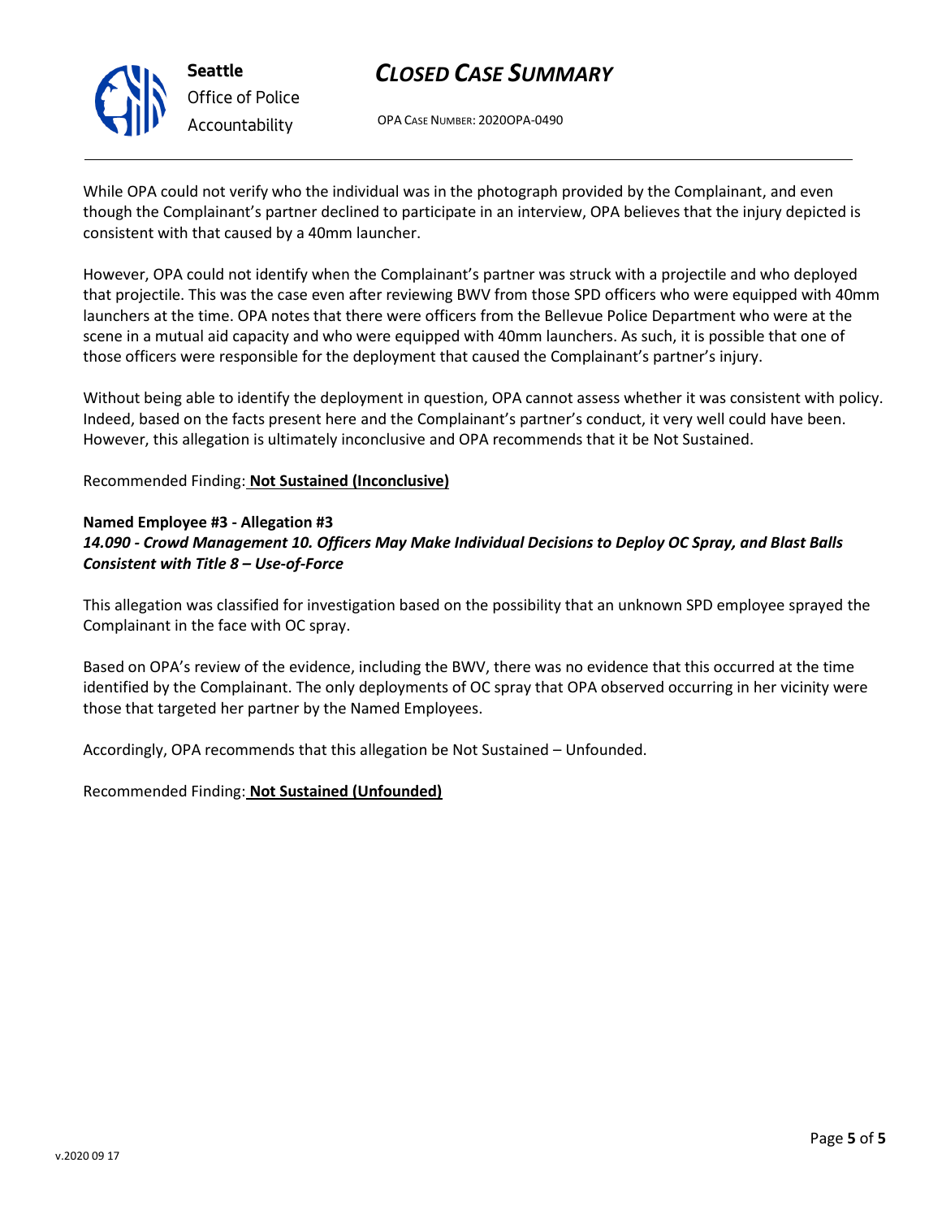While OPA could not verify who the individual was in the photograph provided by the Complainant, and even though the Complainant's partner declined to participate in an interview, OPA believes that the injury depicted is consistent with that caused by a 40mm launcher.

However, OPA could not identify when the Complainant's partner was struck with a projectile and who deployed that projectile. This was the case even after reviewing BWV from those SPD officers who were equipped with 40mm launchers at the time. OPA notes that there were officers from the Bellevue Police Department who were at the scene in a mutual aid capacity and who were equipped with 40mm launchers. As such, it is possible that one of those officers were responsible for the deployment that caused the Complainant's partner's injury.

Without being able to identify the deployment in question, OPA cannot assess whether it was consistent with policy. Indeed, based on the facts present here and the Complainant's partner's conduct, it very well could have been. However, this allegation is ultimately inconclusive and OPA recommends that it be Not Sustained.

Recommended Finding: **Not Sustained (Inconclusive)**

**Named Employee #3 - Allegation #3**
***14.090 - Crowd Management 10. Officers May Make Individual Decisions to Deploy OC Spray, and Blast Balls Consistent with Title 8 – Use-of-Force***

This allegation was classified for investigation based on the possibility that an unknown SPD employee sprayed the Complainant in the face with OC spray.

Based on OPA's review of the evidence, including the BWV, there was no evidence that this occurred at the time identified by the Complainant. The only deployments of OC spray that OPA observed occurring in her vicinity were those that targeted her partner by the Named Employees.

Accordingly, OPA recommends that this allegation be Not Sustained – Unfounded.

Recommended Finding: **Not Sustained (Unfounded)**